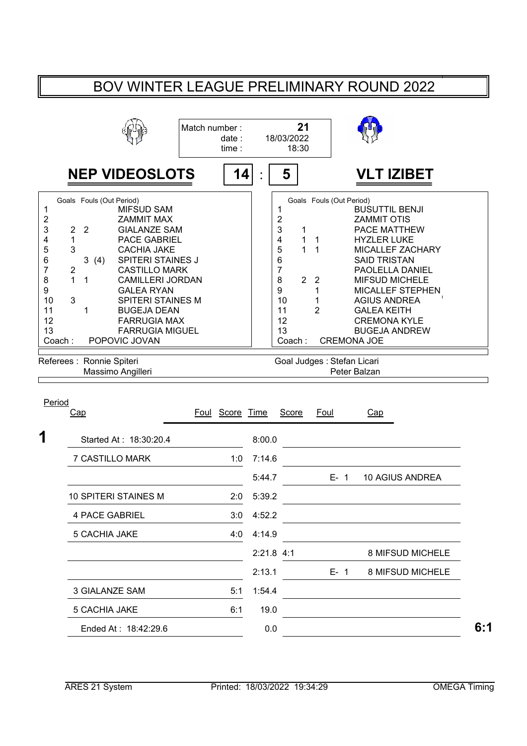# BOV WINTER LEAGUE PRELIMINARY ROUND 2022

Match number : **21**
date : 18/03/2022
time : 18:30

## NEP VIDEOSLOTS 14 : 5 VLT IZIBET

| # | Goals | Fouls (Out Period) | NEP VIDEOSLOTS |
|---|---|---|---|
| 1 | | | MIFSUD SAM |
| 2 | | | ZAMMIT MAX |
| 3 | 2 | 2 | GIALANZE SAM |
| 4 | 1 | | PACE GABRIEL |
| 5 | 3 | | CACHIA JAKE |
| 6 | | 3 (4) | SPITERI STAINES J |
| 7 | 2 | | CASTILLO MARK |
| 8 | 1 | 1 | CAMILLERI JORDAN |
| 9 | | | GALEA RYAN |
| 10 | 3 | | SPITERI STAINES M |
| 11 | | 1 | BUGEJA DEAN |
| 12 | | | FARRUGIA MAX |
| 13 | | | FARRUGIA MIGUEL |

Coach : POPOVIC JOVAN

| # | Goals | Fouls (Out Period) | VLT IZIBET |
|---|---|---|---|
| 1 | | | BUSUTTIL BENJI |
| 2 | | | ZAMMIT OTIS |
| 3 | 1 | | PACE MATTHEW |
| 4 | 1 | 1 | HYZLER LUKE |
| 5 | 1 | 1 | MICALLEF ZACHARY |
| 6 | | | SAID TRISTAN |
| 7 | | | PAOLELLA DANIEL |
| 8 | 2 | 2 | MIFSUD MICHELE |
| 9 | | 1 | MICALLEF STEPHEN |
| 10 | | 1 | AGIUS ANDREA |
| 11 | | 2 | GALEA KEITH |
| 12 | | | CREMONA KYLE |
| 13 | | | BUGEJA ANDREW |

Coach : CREMONA JOE

Referees : Ronnie Spiteri, Massimo Angilleri

Goal Judges : Stefan Licari, Peter Balzan

| Period | Cap | Foul | Score | Time | Score | Foul | Cap |
|---|---|---|---|---|---|---|---|
| **1** | Started At : 18:30:20.4 | | | 8:00.0 | | | |
| | 7 CASTILLO MARK | | 1:0 | 7:14.6 | | | |
| | | | | 5:44.7 | | E- 1 | 10 AGIUS ANDREA |
| | 10 SPITERI STAINES M | | 2:0 | 5:39.2 | | | |
| | 4 PACE GABRIEL | | 3:0 | 4:52.2 | | | |
| | 5 CACHIA JAKE | | 4:0 | 4:14.9 | | | |
| | | | | 2:21.8 | 4:1 | | 8 MIFSUD MICHELE |
| | | | | 2:13.1 | | E- 1 | 8 MIFSUD MICHELE |
| | 3 GIALANZE SAM | | 5:1 | 1:54.4 | | | |
| | 5 CACHIA JAKE | | 6:1 | 19.0 | | | |
| | Ended At : 18:42:29.6 | | | 0.0 | | | **6:1** |

ARES 21 System | Printed: 18/03/2022 19:34:29 | OMEGA Timing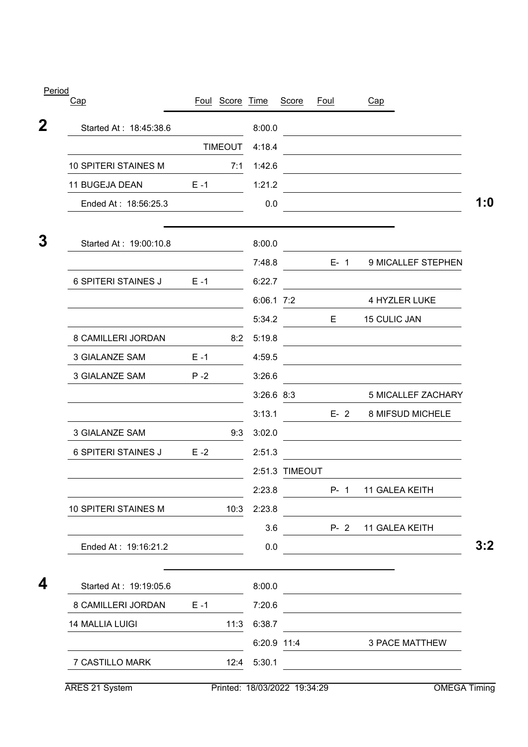| Period | Cap | Foul | Score | Time | Score | Foul | Cap | |
|---|---|---|---|---|---|---|---|---|
| **2** | Started At : 18:45:38.6 | | | 8:00.0 | | | | |
| | | | TIMEOUT | 4:18.4 | | | | |
| | 10 SPITERI STAINES M | | 7:1 | 1:42.6 | | | | |
| | 11 BUGEJA DEAN | E -1 | | 1:21.2 | | | | |
| | Ended At : 18:56:25.3 | | | 0.0 | | | | **1:0** |
| **3** | Started At : 19:00:10.8 | | | 8:00.0 | | | | |
| | | | | 7:48.8 | | E- 1 | 9 MICALLEF STEPHEN | |
| | 6 SPITERI STAINES J | E -1 | | 6:22.7 | | | | |
| | | | | 6:06.1 | 7:2 | | 4 HYZLER LUKE | |
| | | | | 5:34.2 | | E | 15 CULIC JAN | |
| | 8 CAMILLERI JORDAN | | 8:2 | 5:19.8 | | | | |
| | 3 GIALANZE SAM | E -1 | | 4:59.5 | | | | |
| | 3 GIALANZE SAM | P -2 | | 3:26.6 | | | | |
| | | | | 3:26.6 | 8:3 | | 5 MICALLEF ZACHARY | |
| | | | | 3:13.1 | | E- 2 | 8 MIFSUD MICHELE | |
| | 3 GIALANZE SAM | | 9:3 | 3:02.0 | | | | |
| | 6 SPITERI STAINES J | E -2 | | 2:51.3 | | | | |
| | | | | 2:51.3 | TIMEOUT | | | |
| | | | | 2:23.8 | | P- 1 | 11 GALEA KEITH | |
| | 10 SPITERI STAINES M | | 10:3 | 2:23.8 | | | | |
| | | | | 3.6 | | P- 2 | 11 GALEA KEITH | |
| | Ended At : 19:16:21.2 | | | 0.0 | | | | **3:2** |
| **4** | Started At : 19:19:05.6 | | | 8:00.0 | | | | |
| | 8 CAMILLERI JORDAN | E -1 | | 7:20.6 | | | | |
| | 14 MALLIA LUIGI | | 11:3 | 6:38.7 | | | | |
| | | | | 6:20.9 | 11:4 | | 3 PACE MATTHEW | |
| | 7 CASTILLO MARK | | 12:4 | 5:30.1 | | | | |

ARES 21 System — Printed: 18/03/2022 19:34:29 — OMEGA Timing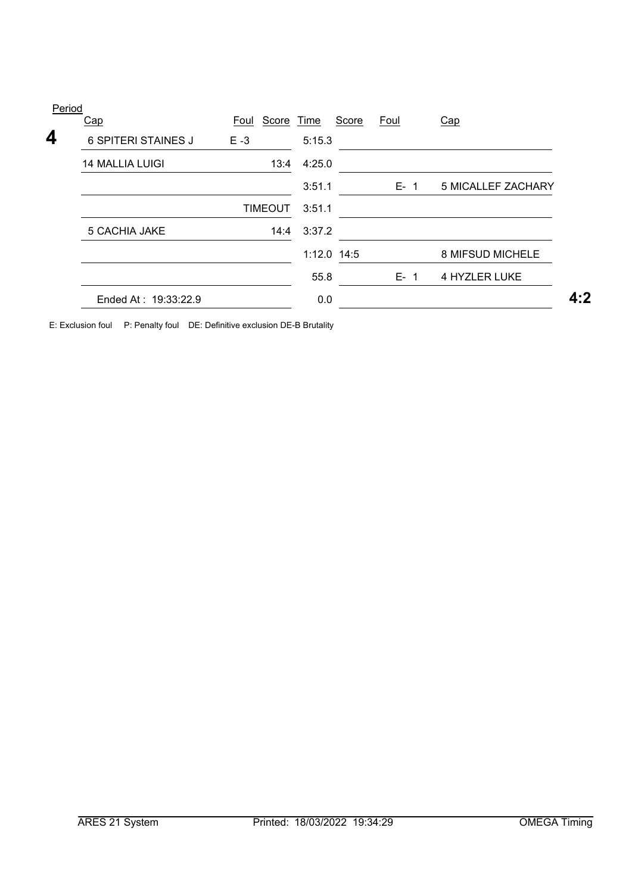| Period | Cap | Foul | Score | Time | Score | Foul | Cap | |
|---|---|---|---|---|---|---|---|---|
| **4** | 6 SPITERI STAINES J | E -3 | | 5:15.3 | | | | |
| | 14 MALLIA LUIGI | | 13:4 | 4:25.0 | | | | |
| | | | | 3:51.1 | | E- 1 | 5 MICALLEF ZACHARY | |
| | | | TIMEOUT | 3:51.1 | | | | |
| | 5 CACHIA JAKE | | 14:4 | 3:37.2 | | | | |
| | | | | 1:12.0 | 14:5 | | 8 MIFSUD MICHELE | |
| | | | | 55.8 | | E- 1 | 4 HYZLER LUKE | |
| | Ended At : 19:33:22.9 | | | 0.0 | | | | **4:2** |

E: Exclusion foul P: Penalty foul DE: Definitive exclusion DE-B Brutality

ARES 21 System Printed: 18/03/2022 19:34:29 OMEGA Timing